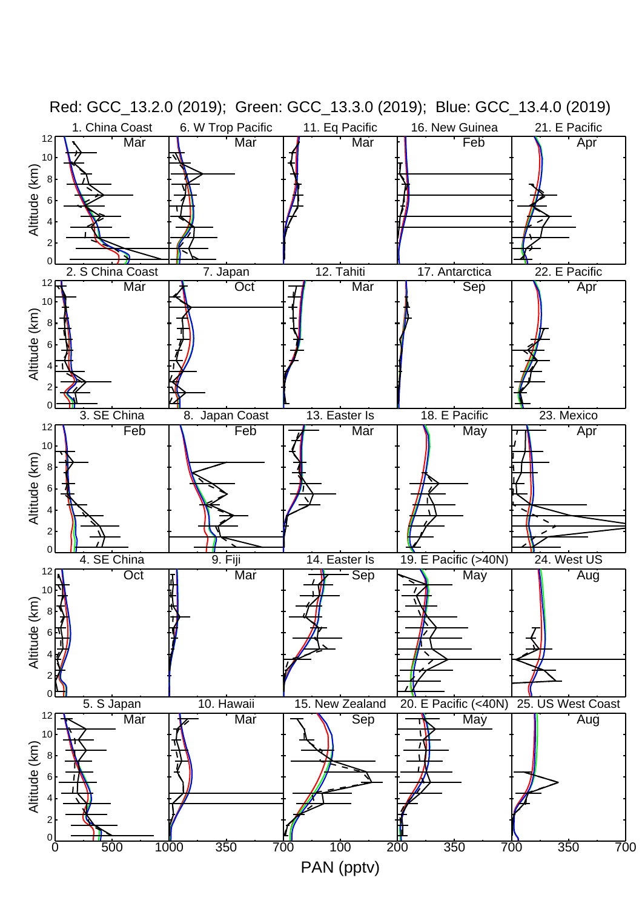Red: GCC_13.2.0 (2019); Green: GCC_13.3.0 (2019); Blue: GCC_13.4.0 (2019)

1. China Coast Mar | 6. W Trop Pacific Mar | 11. Eq Pacific Mar | 16. New Guinea Feb | 21. E Pacific Apr

2. S China Coast Mar | 7. Japan Oct | 12. Tahiti Mar | 17. Antarctica Sep | 22. E Pacific Apr

3. SE China Feb | 8. Japan Coast Feb | 13. Easter Is Mar | 18. E Pacific May | 23. Mexico Apr

4. SE China Oct | 9. Fiji Mar | 14. Easter Is Sep | 19. E Pacific (>40N) May | 24. West US Aug

5. S Japan Mar | 10. Hawaii Mar | 15. New Zealand Sep | 20. E Pacific (<40N) May | 25. US West Coast Aug

Altitude (km)

PAN (pptv)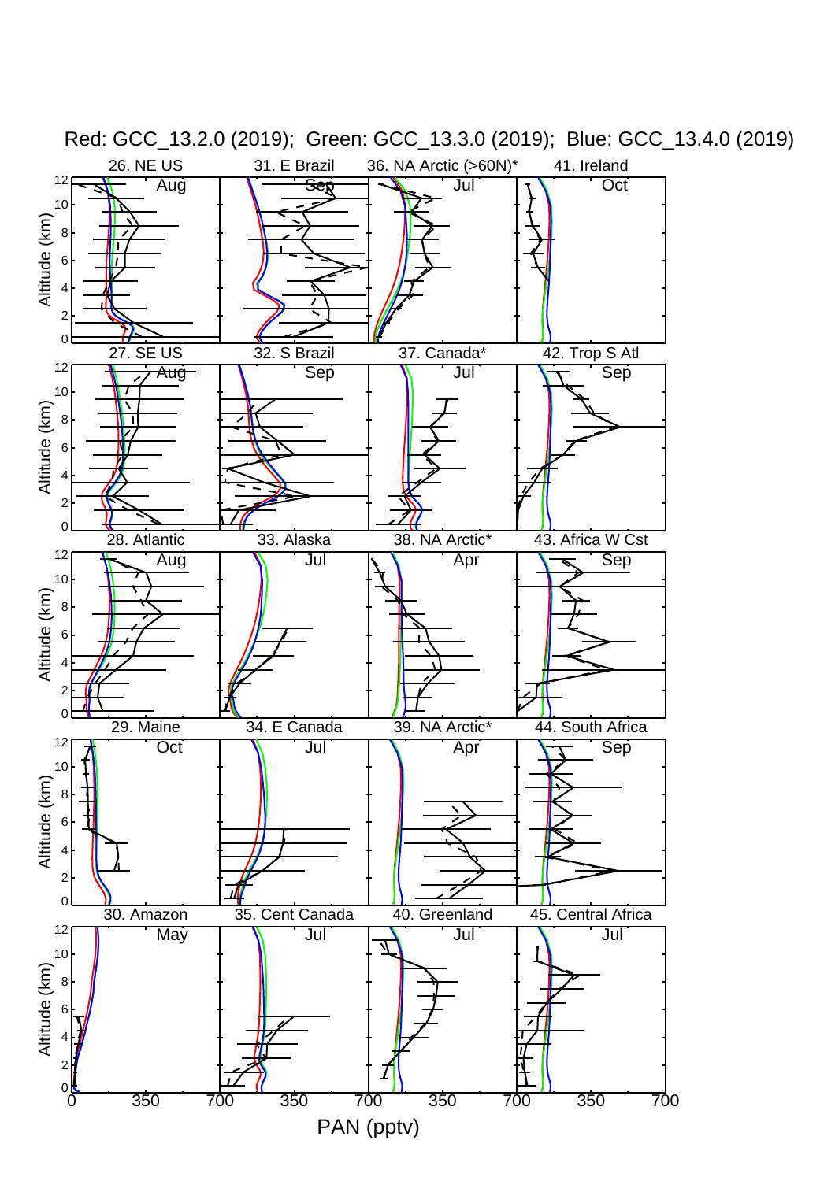Red: GCC_13.2.0 (2019); Green: GCC_13.3.0 (2019); Blue: GCC_13.4.0 (2019)

26. NE US Aug

31. E Brazil Sep

36. NA Arctic (>60N)* Jul

41. Ireland Oct

27. SE US Aug

32. S Brazil Sep

37. Canada* Jul

42. Trop S Atl Sep

28. Atlantic Aug

33. Alaska Jul

38. NA Arctic* Apr

43. Africa W Cst Sep

29. Maine Oct

34. E Canada Jul

39. NA Arctic* Apr

44. South Africa Sep

30. Amazon May

35. Cent Canada Jul

40. Greenland Jul

45. Central Africa Jul

Altitude (km)

0 2 4 6 8 10 12

0 350 700 350 700 350 700 350 700

PAN (pptv)